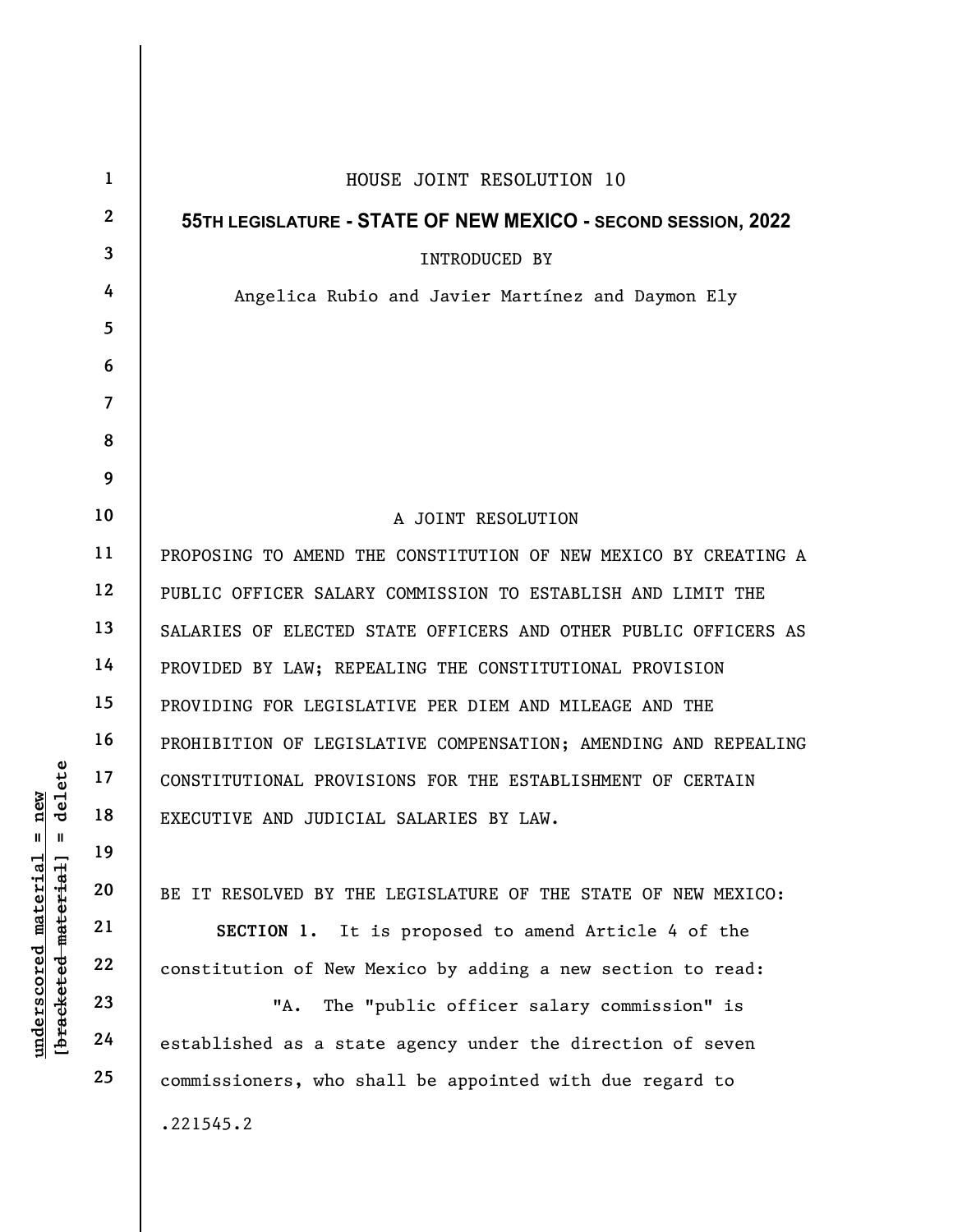# HOUSE JOINT RESOLUTION 10

## 55TH LEGISLATURE - STATE OF NEW MEXICO - SECOND SESSION, 2022

INTRODUCED BY

Angelica Rubio and Javier Martínez and Daymon Ely

A JOINT RESOLUTION

PROPOSING TO AMEND THE CONSTITUTION OF NEW MEXICO BY CREATING A PUBLIC OFFICER SALARY COMMISSION TO ESTABLISH AND LIMIT THE SALARIES OF ELECTED STATE OFFICERS AND OTHER PUBLIC OFFICERS AS PROVIDED BY LAW; REPEALING THE CONSTITUTIONAL PROVISION PROVIDING FOR LEGISLATIVE PER DIEM AND MILEAGE AND THE PROHIBITION OF LEGISLATIVE COMPENSATION; AMENDING AND REPEALING CONSTITUTIONAL PROVISIONS FOR THE ESTABLISHMENT OF CERTAIN EXECUTIVE AND JUDICIAL SALARIES BY LAW.

BE IT RESOLVED BY THE LEGISLATURE OF THE STATE OF NEW MEXICO:

**SECTION 1.** It is proposed to amend Article 4 of the constitution of New Mexico by adding a new section to read:

"A. The "public officer salary commission" is established as a state agency under the direction of seven commissioners, who shall be appointed with due regard to

.221545.2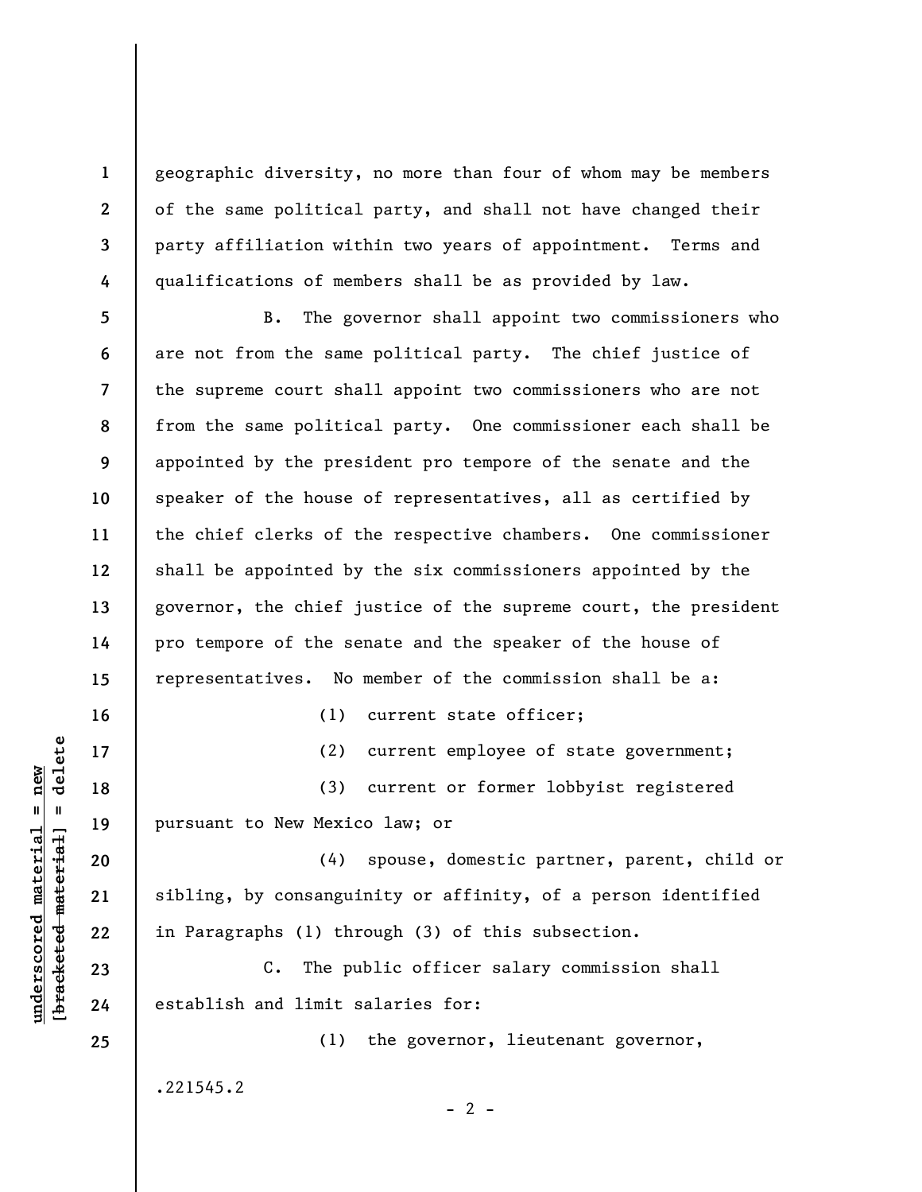geographic diversity, no more than four of whom may be members of the same political party, and shall not have changed their party affiliation within two years of appointment. Terms and qualifications of members shall be as provided by law.

B. The governor shall appoint two commissioners who are not from the same political party. The chief justice of the supreme court shall appoint two commissioners who are not from the same political party. One commissioner each shall be appointed by the president pro tempore of the senate and the speaker of the house of representatives, all as certified by the chief clerks of the respective chambers. One commissioner shall be appointed by the six commissioners appointed by the governor, the chief justice of the supreme court, the president pro tempore of the senate and the speaker of the house of representatives. No member of the commission shall be a:

(1) current state officer;

(2) current employee of state government;

(3) current or former lobbyist registered pursuant to New Mexico law; or

(4) spouse, domestic partner, parent, child or sibling, by consanguinity or affinity, of a person identified in Paragraphs (1) through (3) of this subsection.

C. The public officer salary commission shall establish and limit salaries for:

(1) the governor, lieutenant governor,

.221545.2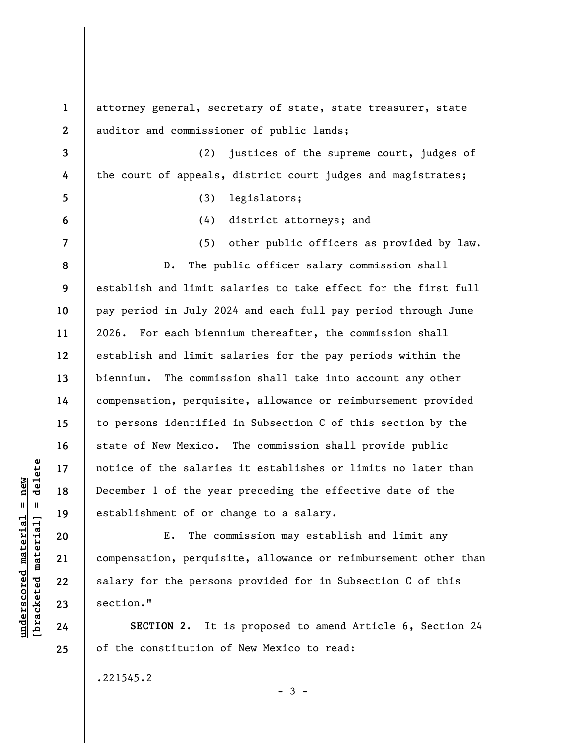attorney general, secretary of state, state treasurer, state auditor and commissioner of public lands;

(2) justices of the supreme court, judges of the court of appeals, district court judges and magistrates;

(3) legislators;

(4) district attorneys; and

(5) other public officers as provided by law.

D. The public officer salary commission shall establish and limit salaries to take effect for the first full pay period in July 2024 and each full pay period through June 2026. For each biennium thereafter, the commission shall establish and limit salaries for the pay periods within the biennium. The commission shall take into account any other compensation, perquisite, allowance or reimbursement provided to persons identified in Subsection C of this section by the state of New Mexico. The commission shall provide public notice of the salaries it establishes or limits no later than December 1 of the year preceding the effective date of the establishment of or change to a salary.

E. The commission may establish and limit any compensation, perquisite, allowance or reimbursement other than salary for the persons provided for in Subsection C of this section."

**SECTION 2.** It is proposed to amend Article 6, Section 24 of the constitution of New Mexico to read:

.221545.2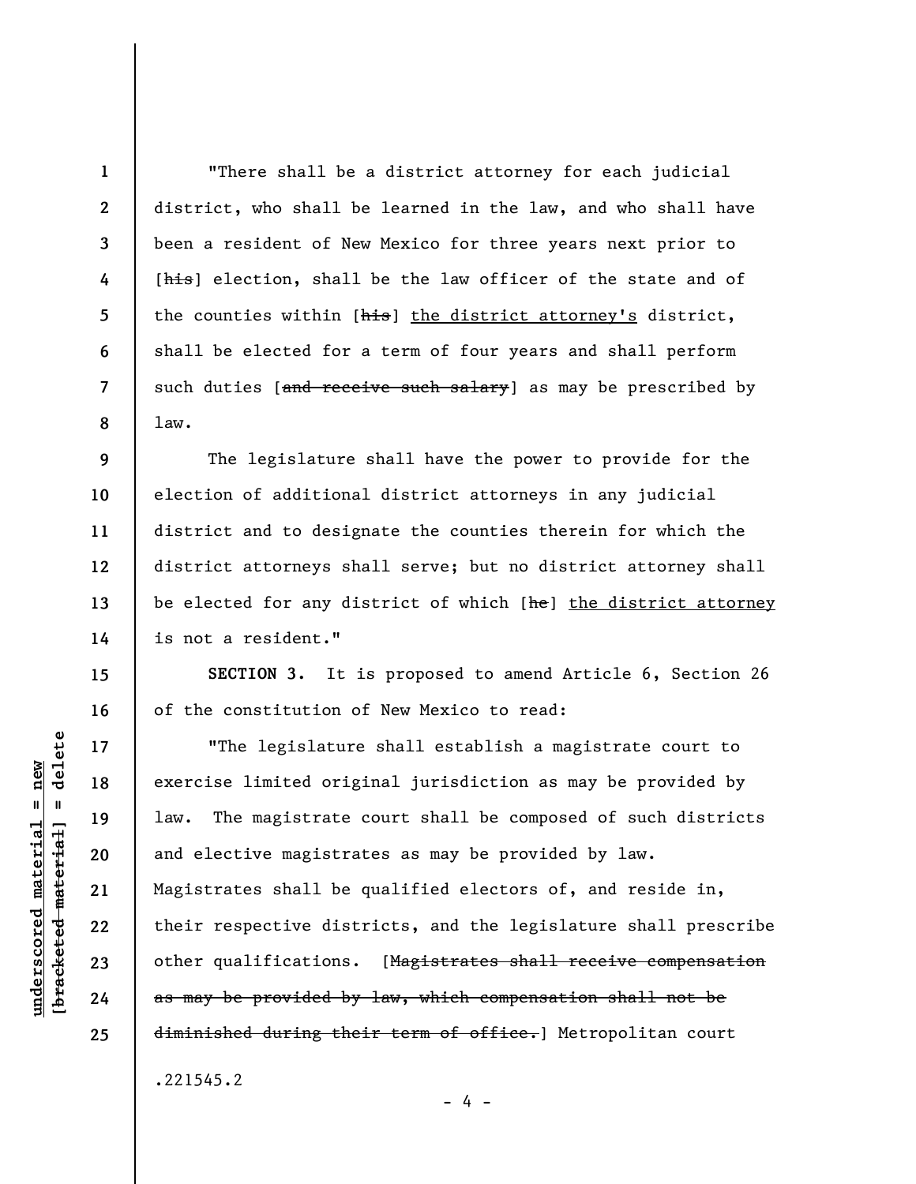"There shall be a district attorney for each judicial district, who shall be learned in the law, and who shall have been a resident of New Mexico for three years next prior to [~~his~~] election, shall be the law officer of the state and of the counties within [~~his~~] <u>the district attorney's</u> district, shall be elected for a term of four years and shall perform such duties [~~and receive such salary~~] as may be prescribed by law.

The legislature shall have the power to provide for the election of additional district attorneys in any judicial district and to designate the counties therein for which the district attorneys shall serve; but no district attorney shall be elected for any district of which [~~he~~] <u>the district attorney</u> is not a resident."

**SECTION 3.** It is proposed to amend Article 6, Section 26 of the constitution of New Mexico to read:

"The legislature shall establish a magistrate court to exercise limited original jurisdiction as may be provided by law. The magistrate court shall be composed of such districts and elective magistrates as may be provided by law. Magistrates shall be qualified electors of, and reside in, their respective districts, and the legislature shall prescribe other qualifications. [~~Magistrates shall receive compensation as may be provided by law, which compensation shall not be diminished during their term of office.~~] Metropolitan court

.221545.2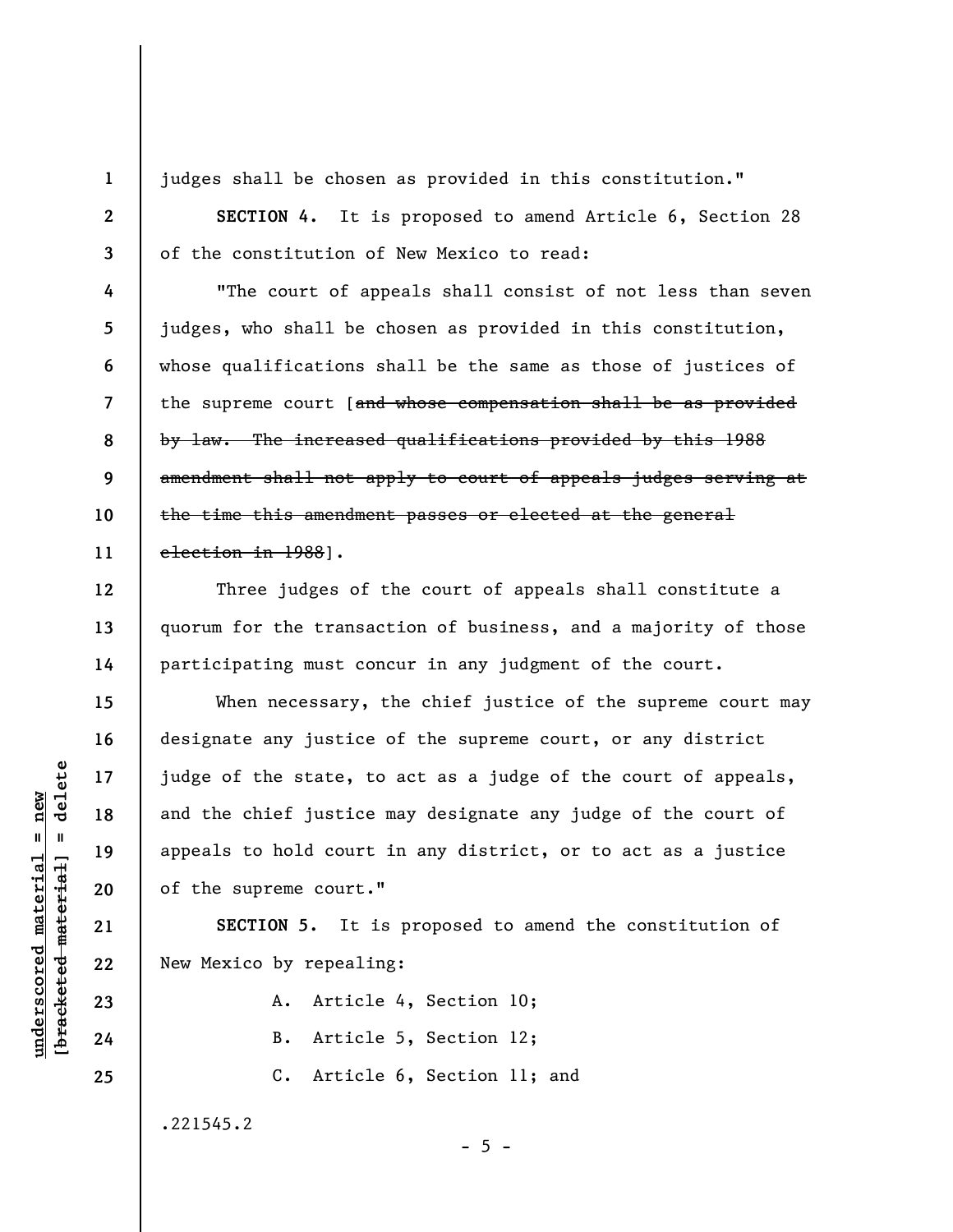judges shall be chosen as provided in this constitution."

**SECTION 4.** It is proposed to amend Article 6, Section 28 of the constitution of New Mexico to read:

"The court of appeals shall consist of not less than seven judges, who shall be chosen as provided in this constitution, whose qualifications shall be the same as those of justices of the supreme court [~~and whose compensation shall be as provided by law. The increased qualifications provided by this 1988 amendment shall not apply to court of appeals judges serving at the time this amendment passes or elected at the general election in 1988~~].

Three judges of the court of appeals shall constitute a quorum for the transaction of business, and a majority of those participating must concur in any judgment of the court.

When necessary, the chief justice of the supreme court may designate any justice of the supreme court, or any district judge of the state, to act as a judge of the court of appeals, and the chief justice may designate any judge of the court of appeals to hold court in any district, or to act as a justice of the supreme court."

**SECTION 5.** It is proposed to amend the constitution of New Mexico by repealing:

A. Article 4, Section 10;

B. Article 5, Section 12;

C. Article 6, Section 11; and

.221545.2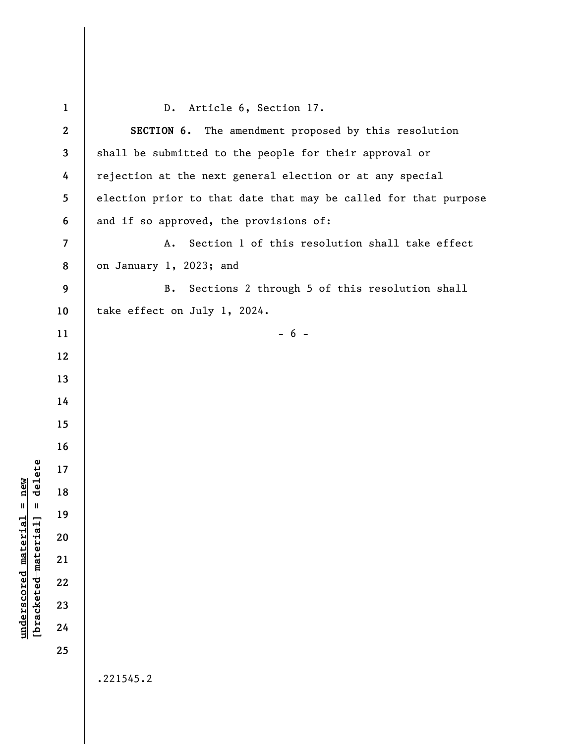D. Article 6, Section 17.

**SECTION 6.** The amendment proposed by this resolution shall be submitted to the people for their approval or rejection at the next general election or at any special election prior to that date that may be called for that purpose and if so approved, the provisions of:

A. Section 1 of this resolution shall take effect on January 1, 2023; and

B. Sections 2 through 5 of this resolution shall take effect on July 1, 2024.

.221545.2